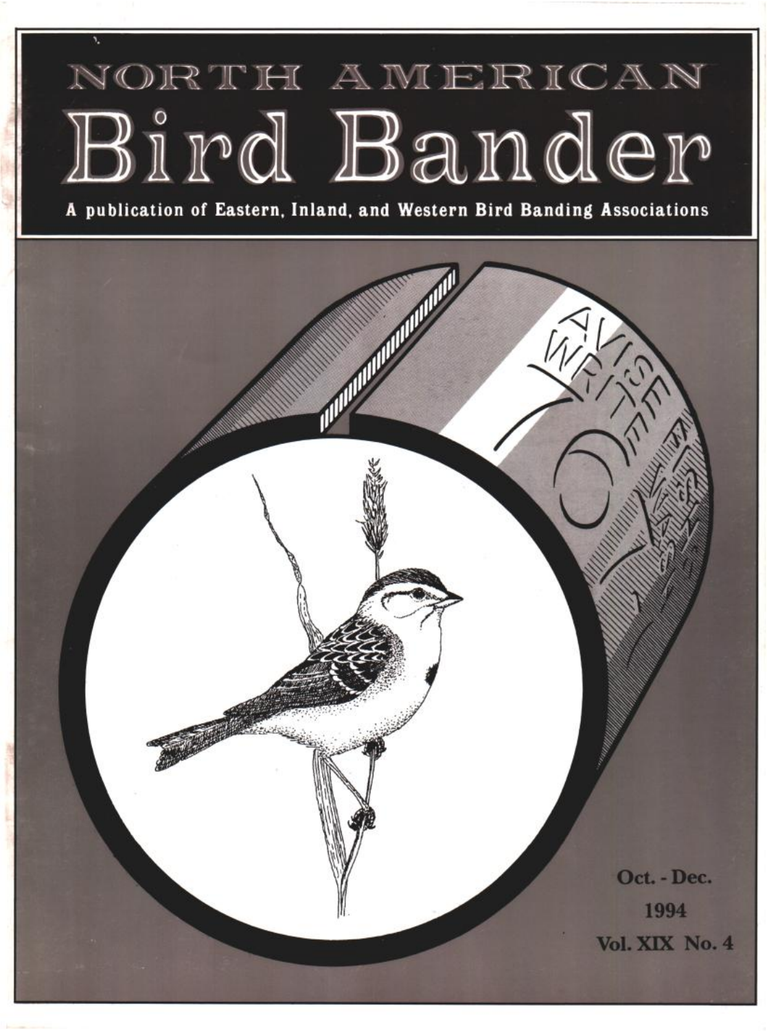# NORTH AMERICAN
# Bird Bander

**A publication of Eastern, Inland, and Western Bird Banding Associations**

Oct. - Dec.
1994
Vol. XIX No. 4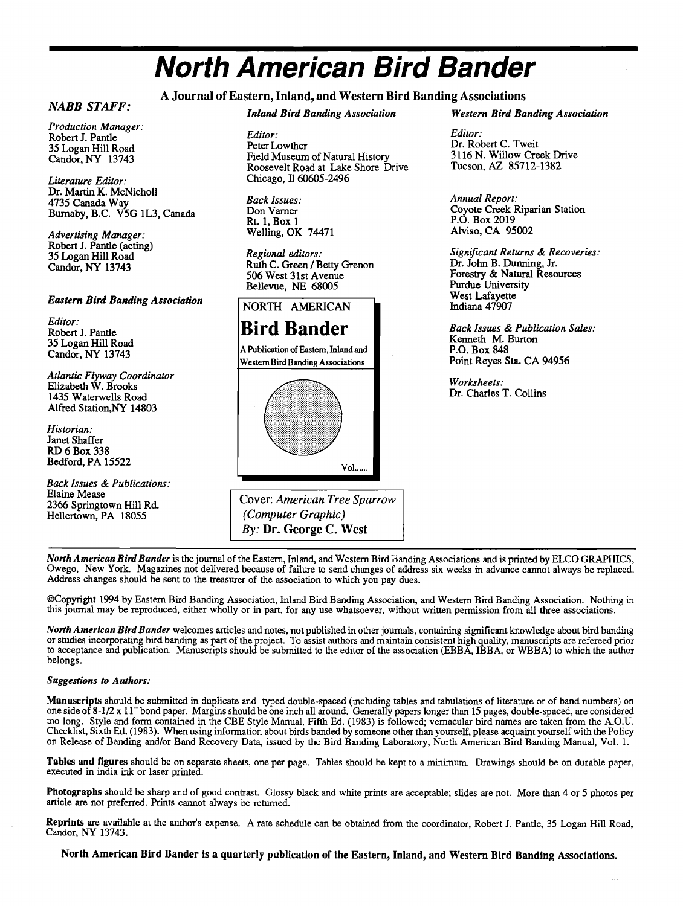# North American Bird Bander

**A Journal of Eastern, Inland, and Western Bird Banding Associations**

### *NABB STAFF:*

*Production Manager:*
Robert J. Pantle
35 Logan Hill Road
Candor, NY 13743

*Literature Editor:*
Dr. Martin K. McNicholl
4735 Canada Way
Burnaby, B.C. V5G 1L3, Canada

*Advertising Manager:*
Robert J. Pantle (acting)
35 Logan Hill Road
Candor, NY 13743

### *Eastern Bird Banding Association*

*Editor:*
Robert J. Pantle
35 Logan Hill Road
Candor, NY 13743

*Atlantic Flyway Coordinator*
Elizabeth W. Brooks
1435 Waterwells Road
Alfred Station,NY 14803

*Historian:*
Janet Shaffer
RD 6 Box 338
Bedford, PA 15522

*Back Issues & Publications:*
Elaine Mease
2366 Springtown Hill Rd.
Hellertown, PA 18055

### *Inland Bird Banding Association*

*Editor:*
Peter Lowther
Field Museum of Natural History
Roosevelt Road at Lake Shore Drive
Chicago, Il 60605-2496

*Back Issues:*
Don Varner
Rt. 1, Box 1
Welling, OK 74471

*Regional editors:*
Ruth C. Green / Betty Grenon
506 West 31st Avenue
Bellevue, NE 68005

NORTH AMERICAN
**Bird Bander**
A Publication of Eastern, Inland and Western Bird Banding Associations
Vol......

Cover: *American Tree Sparrow (Computer Graphic)*
*By:* **Dr. George C. West**

### *Western Bird Banding Association*

*Editor:*
Dr. Robert C. Tweit
3116 N. Willow Creek Drive
Tucson, AZ 85712-1382

*Annual Report:*
Coyote Creek Riparian Station
P.O. Box 2019
Alviso, CA 95002

*Significant Returns & Recoveries:*
Dr. John B. Dunning, Jr.
Forestry & Natural Resources
Purdue University
West Lafayette
Indiana 47907

*Back Issues & Publication Sales:*
Kenneth M. Burton
P.O. Box 848
Point Reyes Sta. CA 94956

*Worksheets:*
Dr. Charles T. Collins

---

***North American Bird Bander*** is the journal of the Eastern, Inland, and Western Bird Banding Associations and is printed by ELCO GRAPHICS, Owego, New York. Magazines not delivered because of failure to send changes of address six weeks in advance cannot always be replaced. Address changes should be sent to the treasurer of the association to which you pay dues.

©Copyright 1994 by Eastern Bird Banding Association, Inland Bird Banding Association, and Western Bird Banding Association. Nothing in this journal may be reproduced, either wholly or in part, for any use whatsoever, without written permission from all three associations.

***North American Bird Bander*** welcomes articles and notes, not published in other journals, containing significant knowledge about bird banding or studies incorporating bird banding as part of the project. To assist authors and maintain consistent high quality, manuscripts are refereed prior to acceptance and publication. Manuscripts should be submitted to the editor of the association (EBBA, IBBA, or WBBA) to which the author belongs.

***Suggestions to Authors:***

**Manuscripts** should be submitted in duplicate and typed double-spaced (including tables and tabulations of literature or of band numbers) on one side of 8-1/2 x 11" bond paper. Margins should be one inch all around. Generally papers longer than 15 pages, double-spaced, are considered too long. Style and form contained in the CBE Style Manual, Fifth Ed. (1983) is followed; vernacular bird names are taken from the A.O.U. Checklist, Sixth Ed. (1983). When using information about birds banded by someone other than yourself, please acquaint yourself with the Policy on Release of Banding and/or Band Recovery Data, issued by the Bird Banding Laboratory, North American Bird Banding Manual, Vol. 1.

**Tables and figures** should be on separate sheets, one per page. Tables should be kept to a minimum. Drawings should be on durable paper, executed in india ink or laser printed.

**Photographs** should be sharp and of good contrast. Glossy black and white prints are acceptable; slides are not. More than 4 or 5 photos per article are not preferred. Prints cannot always be returned.

**Reprints** are available at the author's expense. A rate schedule can be obtained from the coordinator, Robert J. Pantle, 35 Logan Hill Road, Candor, NY 13743.

**North American Bird Bander is a quarterly publication of the Eastern, Inland, and Western Bird Banding Associations.**